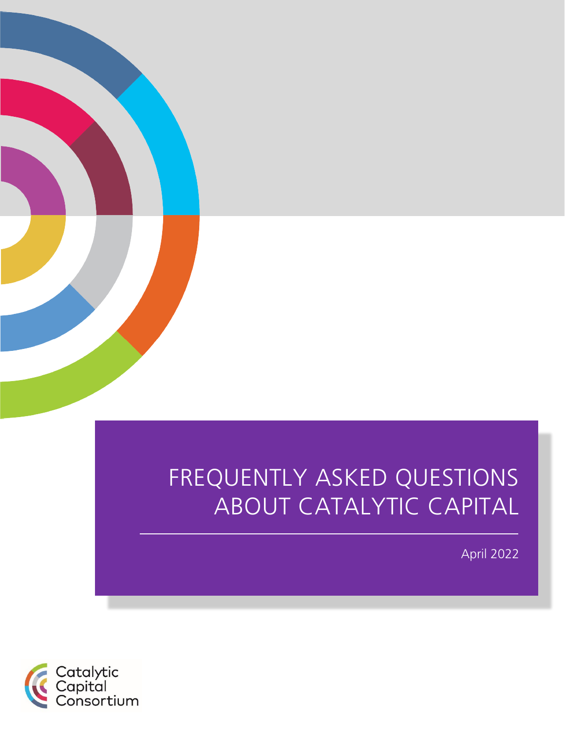# FREQUENTLY ASKED QUESTIONS ABOUT CATALYTIC CAPITAL

April 2022

Catalytic Capital Consortium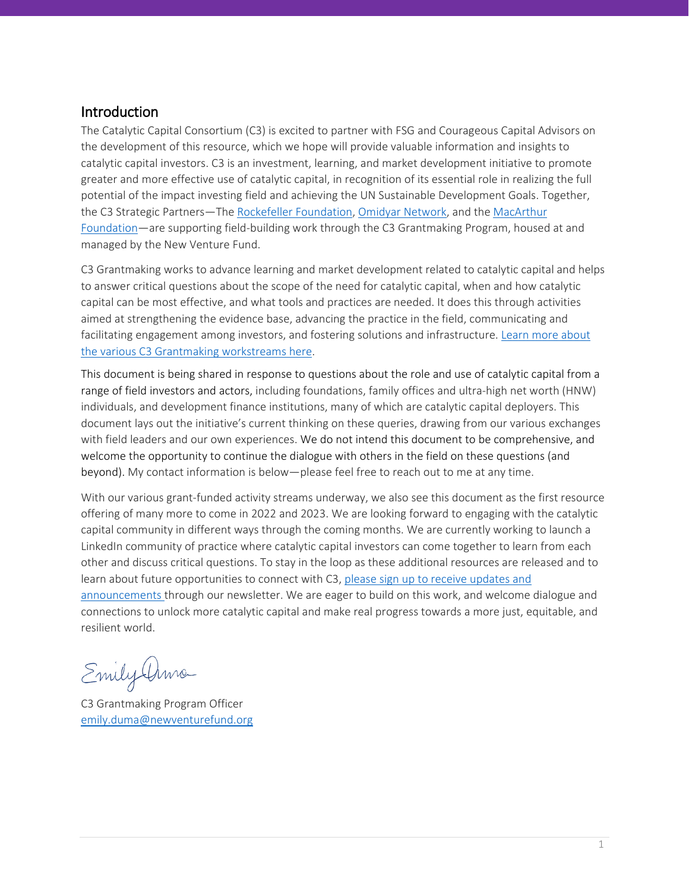## Introduction

The Catalytic Capital Consortium (C3) is excited to partner with FSG and Courageous Capital Advisors on the development of this resource, which we hope will provide valuable information and insights to catalytic capital investors. C3 is an investment, learning, and market development initiative to promote greater and more effective use of catalytic capital, in recognition of its essential role in realizing the full potential of the impact investing field and achieving the UN Sustainable Development Goals. Together, the C3 Strategic Partners—The Rockefeller Foundation, Omidyar Network, and the MacArthur Foundation—are supporting field-building work through the C3 Grantmaking Program, housed at and managed by the New Venture Fund.

C3 Grantmaking works to advance learning and market development related to catalytic capital and helps to answer critical questions about the scope of the need for catalytic capital, when and how catalytic capital can be most effective, and what tools and practices are needed. It does this through activities aimed at strengthening the evidence base, advancing the practice in the field, communicating and facilitating engagement among investors, and fostering solutions and infrastructure. Learn more about the various C3 Grantmaking workstreams here.

This document is being shared in response to questions about the role and use of catalytic capital from a range of field investors and actors, including foundations, family offices and ultra-high net worth (HNW) individuals, and development finance institutions, many of which are catalytic capital deployers. This document lays out the initiative's current thinking on these queries, drawing from our various exchanges with field leaders and our own experiences. We do not intend this document to be comprehensive, and welcome the opportunity to continue the dialogue with others in the field on these questions (and beyond). My contact information is below—please feel free to reach out to me at any time.

With our various grant-funded activity streams underway, we also see this document as the first resource offering of many more to come in 2022 and 2023. We are looking forward to engaging with the catalytic capital community in different ways through the coming months. We are currently working to launch a LinkedIn community of practice where catalytic capital investors can come together to learn from each other and discuss critical questions. To stay in the loop as these additional resources are released and to learn about future opportunities to connect with C3, please sign up to receive updates and announcements through our newsletter. We are eager to build on this work, and welcome dialogue and connections to unlock more catalytic capital and make real progress towards a more just, equitable, and resilient world.

Emily Duma

C3 Grantmaking Program Officer
emily.duma@newventurefund.org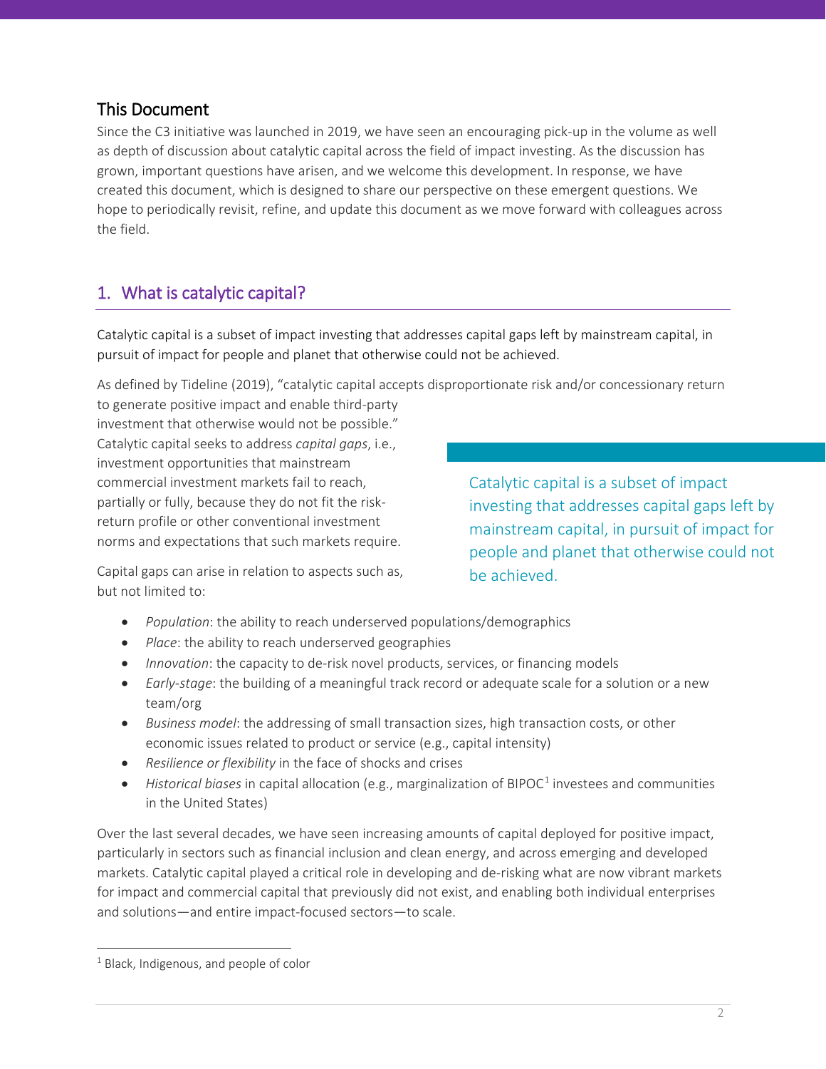## This Document

Since the C3 initiative was launched in 2019, we have seen an encouraging pick-up in the volume as well as depth of discussion about catalytic capital across the field of impact investing. As the discussion has grown, important questions have arisen, and we welcome this development. In response, we have created this document, which is designed to share our perspective on these emergent questions. We hope to periodically revisit, refine, and update this document as we move forward with colleagues across the field.

## 1. What is catalytic capital?

Catalytic capital is a subset of impact investing that addresses capital gaps left by mainstream capital, in pursuit of impact for people and planet that otherwise could not be achieved.

As defined by Tideline (2019), "catalytic capital accepts disproportionate risk and/or concessionary return to generate positive impact and enable third-party investment that otherwise would not be possible." Catalytic capital seeks to address *capital gaps*, i.e., investment opportunities that mainstream commercial investment markets fail to reach, partially or fully, because they do not fit the risk-return profile or other conventional investment norms and expectations that such markets require.

> Catalytic capital is a subset of impact investing that addresses capital gaps left by mainstream capital, in pursuit of impact for people and planet that otherwise could not be achieved.

Capital gaps can arise in relation to aspects such as, but not limited to:

- *Population*: the ability to reach underserved populations/demographics
- *Place*: the ability to reach underserved geographies
- *Innovation*: the capacity to de-risk novel products, services, or financing models
- *Early-stage*: the building of a meaningful track record or adequate scale for a solution or a new team/org
- *Business model*: the addressing of small transaction sizes, high transaction costs, or other economic issues related to product or service (e.g., capital intensity)
- *Resilience or flexibility* in the face of shocks and crises
- *Historical biases* in capital allocation (e.g., marginalization of BIPOC[1] investees and communities in the United States)

Over the last several decades, we have seen increasing amounts of capital deployed for positive impact, particularly in sectors such as financial inclusion and clean energy, and across emerging and developed markets. Catalytic capital played a critical role in developing and de-risking what are now vibrant markets for impact and commercial capital that previously did not exist, and enabling both individual enterprises and solutions—and entire impact-focused sectors—to scale.

[1] Black, Indigenous, and people of color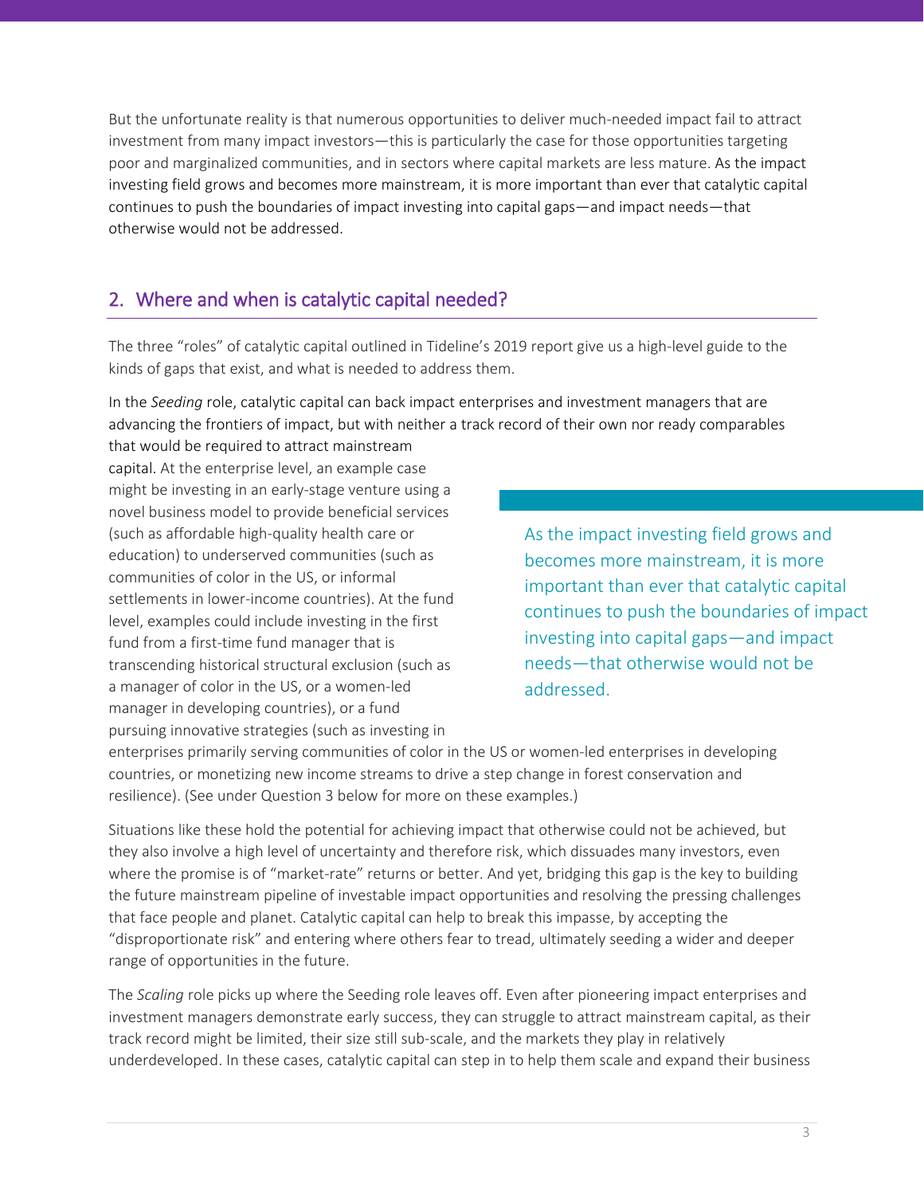But the unfortunate reality is that numerous opportunities to deliver much-needed impact fail to attract investment from many impact investors—this is particularly the case for those opportunities targeting poor and marginalized communities, and in sectors where capital markets are less mature. As the impact investing field grows and becomes more mainstream, it is more important than ever that catalytic capital continues to push the boundaries of impact investing into capital gaps—and impact needs—that otherwise would not be addressed.

## 2. Where and when is catalytic capital needed?

The three "roles" of catalytic capital outlined in Tideline's 2019 report give us a high-level guide to the kinds of gaps that exist, and what is needed to address them.

In the *Seeding* role, catalytic capital can back impact enterprises and investment managers that are advancing the frontiers of impact, but with neither a track record of their own nor ready comparables that would be required to attract mainstream capital. At the enterprise level, an example case might be investing in an early-stage venture using a novel business model to provide beneficial services (such as affordable high-quality health care or education) to underserved communities (such as communities of color in the US, or informal settlements in lower-income countries). At the fund level, examples could include investing in the first fund from a first-time fund manager that is transcending historical structural exclusion (such as a manager of color in the US, or a women-led manager in developing countries), or a fund pursuing innovative strategies (such as investing in enterprises primarily serving communities of color in the US or women-led enterprises in developing countries, or monetizing new income streams to drive a step change in forest conservation and resilience). (See under Question 3 below for more on these examples.)

> As the impact investing field grows and becomes more mainstream, it is more important than ever that catalytic capital continues to push the boundaries of impact investing into capital gaps—and impact needs—that otherwise would not be addressed.

Situations like these hold the potential for achieving impact that otherwise could not be achieved, but they also involve a high level of uncertainty and therefore risk, which dissuades many investors, even where the promise is of "market-rate" returns or better. And yet, bridging this gap is the key to building the future mainstream pipeline of investable impact opportunities and resolving the pressing challenges that face people and planet. Catalytic capital can help to break this impasse, by accepting the "disproportionate risk" and entering where others fear to tread, ultimately seeding a wider and deeper range of opportunities in the future.

The *Scaling* role picks up where the Seeding role leaves off. Even after pioneering impact enterprises and investment managers demonstrate early success, they can struggle to attract mainstream capital, as their track record might be limited, their size still sub-scale, and the markets they play in relatively underdeveloped. In these cases, catalytic capital can step in to help them scale and expand their business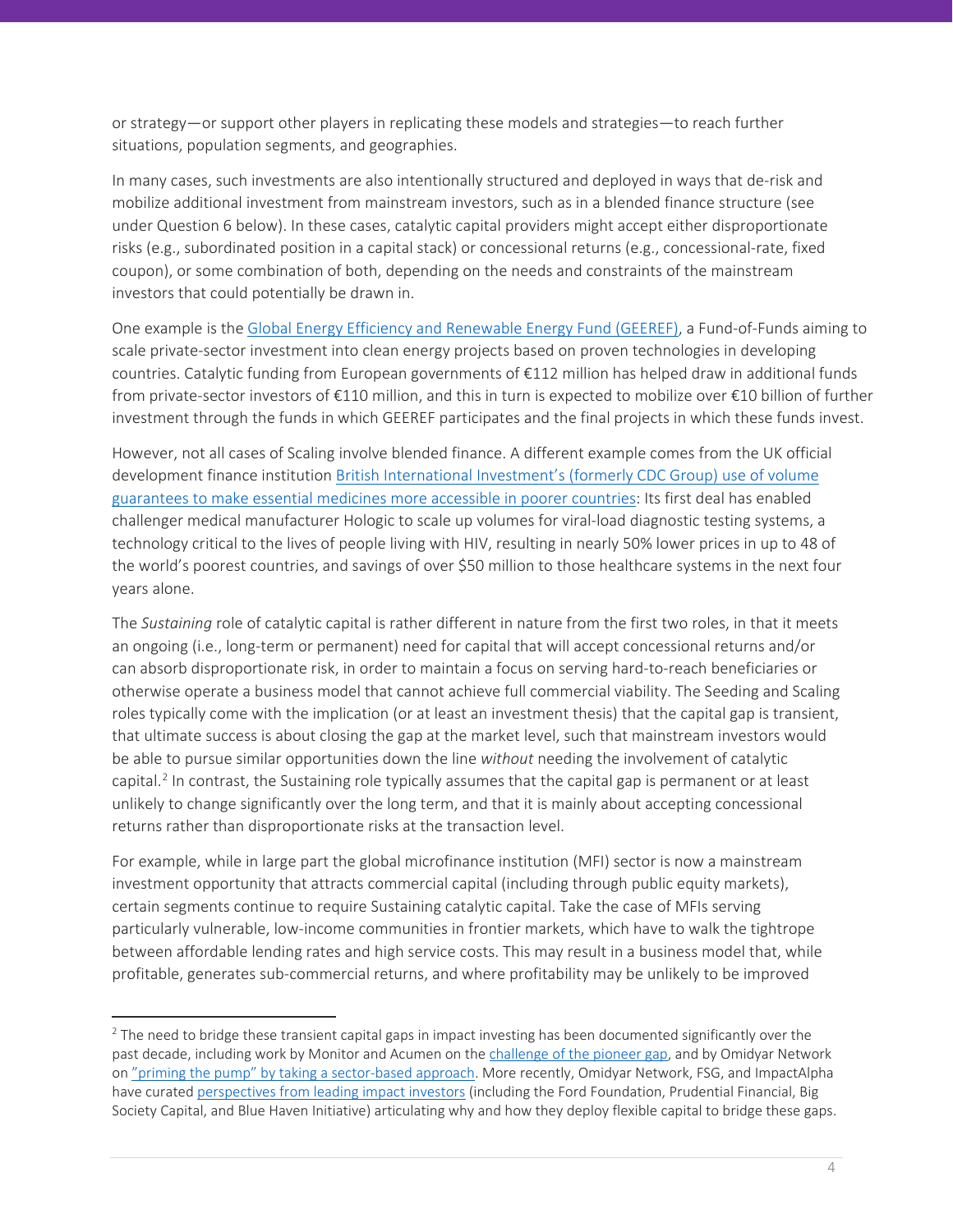or strategy—or support other players in replicating these models and strategies—to reach further situations, population segments, and geographies.

In many cases, such investments are also intentionally structured and deployed in ways that de-risk and mobilize additional investment from mainstream investors, such as in a blended finance structure (see under Question 6 below). In these cases, catalytic capital providers might accept either disproportionate risks (e.g., subordinated position in a capital stack) or concessional returns (e.g., concessional-rate, fixed coupon), or some combination of both, depending on the needs and constraints of the mainstream investors that could potentially be drawn in.

One example is the Global Energy Efficiency and Renewable Energy Fund (GEEREF), a Fund-of-Funds aiming to scale private-sector investment into clean energy projects based on proven technologies in developing countries. Catalytic funding from European governments of €112 million has helped draw in additional funds from private-sector investors of €110 million, and this in turn is expected to mobilize over €10 billion of further investment through the funds in which GEEREF participates and the final projects in which these funds invest.

However, not all cases of Scaling involve blended finance. A different example comes from the UK official development finance institution British International Investment's (formerly CDC Group) use of volume guarantees to make essential medicines more accessible in poorer countries: Its first deal has enabled challenger medical manufacturer Hologic to scale up volumes for viral-load diagnostic testing systems, a technology critical to the lives of people living with HIV, resulting in nearly 50% lower prices in up to 48 of the world's poorest countries, and savings of over $50 million to those healthcare systems in the next four years alone.

The *Sustaining* role of catalytic capital is rather different in nature from the first two roles, in that it meets an ongoing (i.e., long-term or permanent) need for capital that will accept concessional returns and/or can absorb disproportionate risk, in order to maintain a focus on serving hard-to-reach beneficiaries or otherwise operate a business model that cannot achieve full commercial viability. The Seeding and Scaling roles typically come with the implication (or at least an investment thesis) that the capital gap is transient, that ultimate success is about closing the gap at the market level, such that mainstream investors would be able to pursue similar opportunities down the line *without* needing the involvement of catalytic capital.[2] In contrast, the Sustaining role typically assumes that the capital gap is permanent or at least unlikely to change significantly over the long term, and that it is mainly about accepting concessional returns rather than disproportionate risks at the transaction level.

For example, while in large part the global microfinance institution (MFI) sector is now a mainstream investment opportunity that attracts commercial capital (including through public equity markets), certain segments continue to require Sustaining catalytic capital. Take the case of MFIs serving particularly vulnerable, low-income communities in frontier markets, which have to walk the tightrope between affordable lending rates and high service costs. This may result in a business model that, while profitable, generates sub-commercial returns, and where profitability may be unlikely to be improved

[2] The need to bridge these transient capital gaps in impact investing has been documented significantly over the past decade, including work by Monitor and Acumen on the challenge of the pioneer gap, and by Omidyar Network on "priming the pump" by taking a sector-based approach. More recently, Omidyar Network, FSG, and ImpactAlpha have curated perspectives from leading impact investors (including the Ford Foundation, Prudential Financial, Big Society Capital, and Blue Haven Initiative) articulating why and how they deploy flexible capital to bridge these gaps.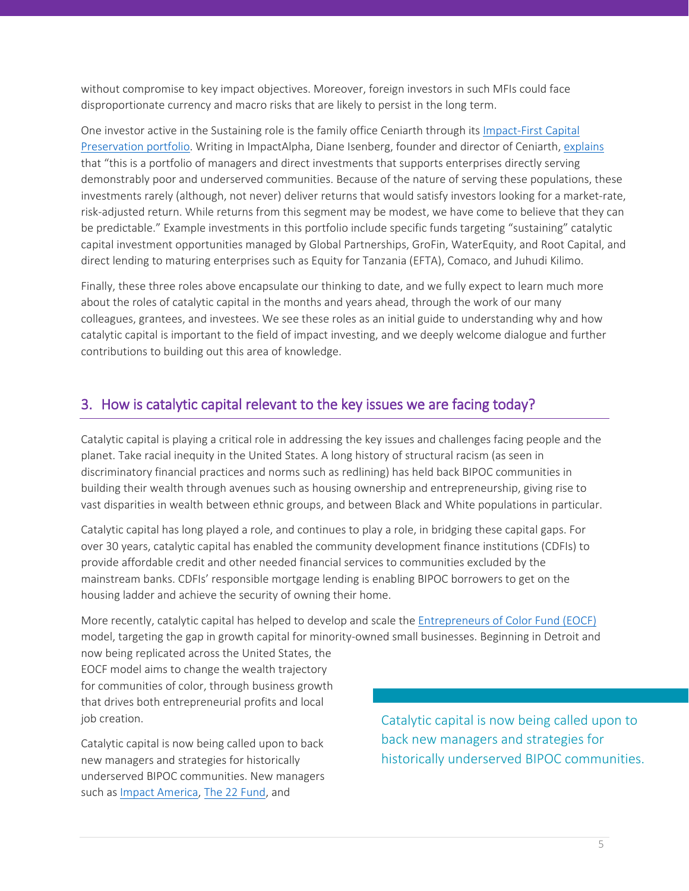without compromise to key impact objectives. Moreover, foreign investors in such MFIs could face disproportionate currency and macro risks that are likely to persist in the long term.

One investor active in the Sustaining role is the family office Ceniarth through its Impact-First Capital Preservation portfolio. Writing in ImpactAlpha, Diane Isenberg, founder and director of Ceniarth, explains that "this is a portfolio of managers and direct investments that supports enterprises directly serving demonstrably poor and underserved communities. Because of the nature of serving these populations, these investments rarely (although, not never) deliver returns that would satisfy investors looking for a market-rate, risk-adjusted return. While returns from this segment may be modest, we have come to believe that they can be predictable." Example investments in this portfolio include specific funds targeting "sustaining" catalytic capital investment opportunities managed by Global Partnerships, GroFin, WaterEquity, and Root Capital, and direct lending to maturing enterprises such as Equity for Tanzania (EFTA), Comaco, and Juhudi Kilimo.

Finally, these three roles above encapsulate our thinking to date, and we fully expect to learn much more about the roles of catalytic capital in the months and years ahead, through the work of our many colleagues, grantees, and investees. We see these roles as an initial guide to understanding why and how catalytic capital is important to the field of impact investing, and we deeply welcome dialogue and further contributions to building out this area of knowledge.

## 3. How is catalytic capital relevant to the key issues we are facing today?

Catalytic capital is playing a critical role in addressing the key issues and challenges facing people and the planet. Take racial inequity in the United States. A long history of structural racism (as seen in discriminatory financial practices and norms such as redlining) has held back BIPOC communities in building their wealth through avenues such as housing ownership and entrepreneurship, giving rise to vast disparities in wealth between ethnic groups, and between Black and White populations in particular.

Catalytic capital has long played a role, and continues to play a role, in bridging these capital gaps. For over 30 years, catalytic capital has enabled the community development finance institutions (CDFIs) to provide affordable credit and other needed financial services to communities excluded by the mainstream banks. CDFIs' responsible mortgage lending is enabling BIPOC borrowers to get on the housing ladder and achieve the security of owning their home.

More recently, catalytic capital has helped to develop and scale the Entrepreneurs of Color Fund (EOCF) model, targeting the gap in growth capital for minority-owned small businesses. Beginning in Detroit and now being replicated across the United States, the EOCF model aims to change the wealth trajectory for communities of color, through business growth that drives both entrepreneurial profits and local job creation.

> Catalytic capital is now being called upon to back new managers and strategies for historically underserved BIPOC communities.

Catalytic capital is now being called upon to back new managers and strategies for historically underserved BIPOC communities. New managers such as Impact America, The 22 Fund, and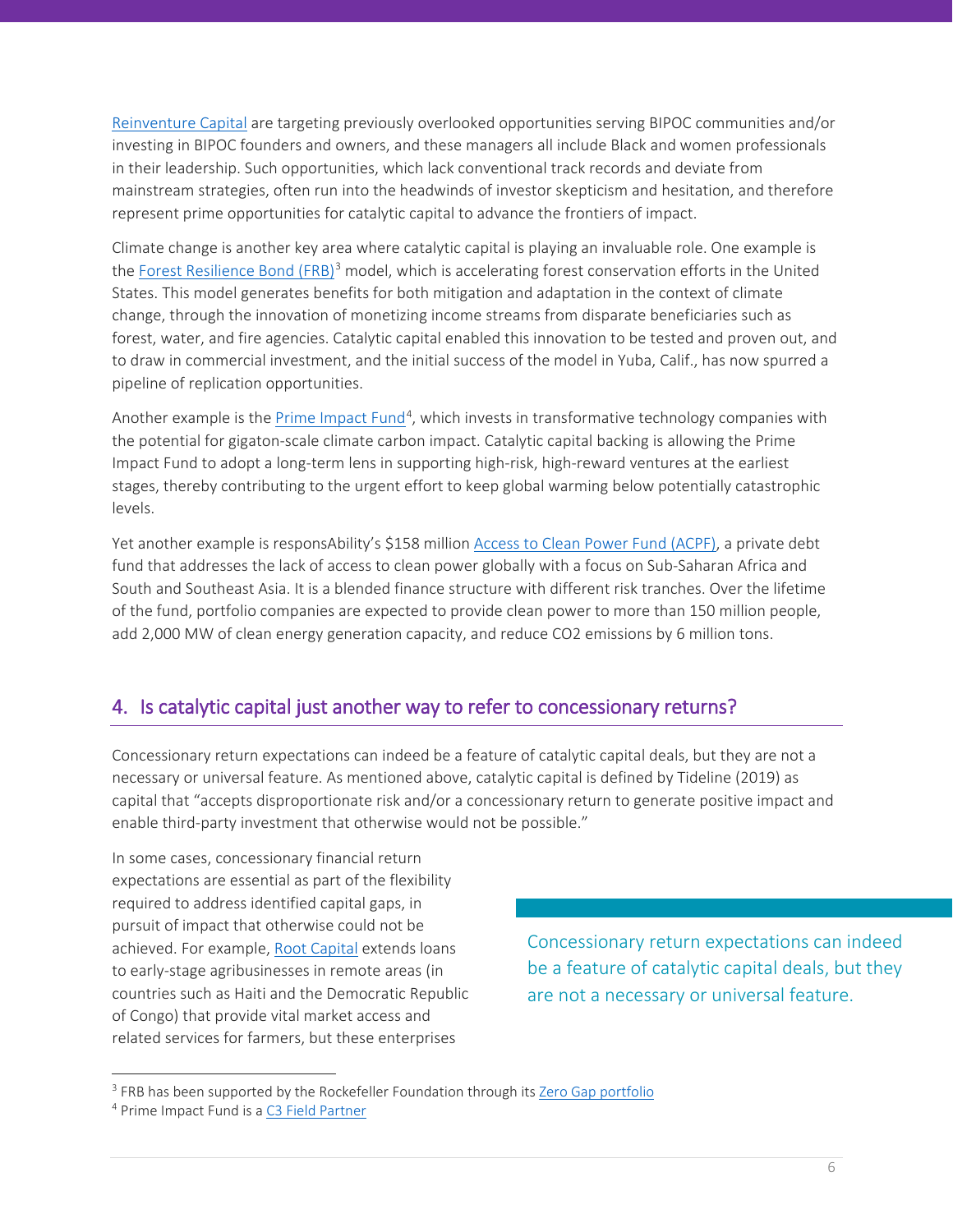Reinventure Capital are targeting previously overlooked opportunities serving BIPOC communities and/or investing in BIPOC founders and owners, and these managers all include Black and women professionals in their leadership. Such opportunities, which lack conventional track records and deviate from mainstream strategies, often run into the headwinds of investor skepticism and hesitation, and therefore represent prime opportunities for catalytic capital to advance the frontiers of impact.

Climate change is another key area where catalytic capital is playing an invaluable role. One example is the Forest Resilience Bond (FRB)[3] model, which is accelerating forest conservation efforts in the United States. This model generates benefits for both mitigation and adaptation in the context of climate change, through the innovation of monetizing income streams from disparate beneficiaries such as forest, water, and fire agencies. Catalytic capital enabled this innovation to be tested and proven out, and to draw in commercial investment, and the initial success of the model in Yuba, Calif., has now spurred a pipeline of replication opportunities.

Another example is the Prime Impact Fund[4], which invests in transformative technology companies with the potential for gigaton-scale climate carbon impact. Catalytic capital backing is allowing the Prime Impact Fund to adopt a long-term lens in supporting high-risk, high-reward ventures at the earliest stages, thereby contributing to the urgent effort to keep global warming below potentially catastrophic levels.

Yet another example is responsAbility's $158 million Access to Clean Power Fund (ACPF), a private debt fund that addresses the lack of access to clean power globally with a focus on Sub-Saharan Africa and South and Southeast Asia. It is a blended finance structure with different risk tranches. Over the lifetime of the fund, portfolio companies are expected to provide clean power to more than 150 million people, add 2,000 MW of clean energy generation capacity, and reduce $CO_2$ emissions by 6 million tons.

## 4. Is catalytic capital just another way to refer to concessionary returns?

Concessionary return expectations can indeed be a feature of catalytic capital deals, but they are not a necessary or universal feature. As mentioned above, catalytic capital is defined by Tideline (2019) as capital that "accepts disproportionate risk and/or a concessionary return to generate positive impact and enable third-party investment that otherwise would not be possible."

> Concessionary return expectations can indeed be a feature of catalytic capital deals, but they are not a necessary or universal feature.

In some cases, concessionary financial return expectations are essential as part of the flexibility required to address identified capital gaps, in pursuit of impact that otherwise could not be achieved. For example, Root Capital extends loans to early-stage agribusinesses in remote areas (in countries such as Haiti and the Democratic Republic of Congo) that provide vital market access and related services for farmers, but these enterprises

[3] FRB has been supported by the Rockefeller Foundation through its Zero Gap portfolio

[4] Prime Impact Fund is a C3 Field Partner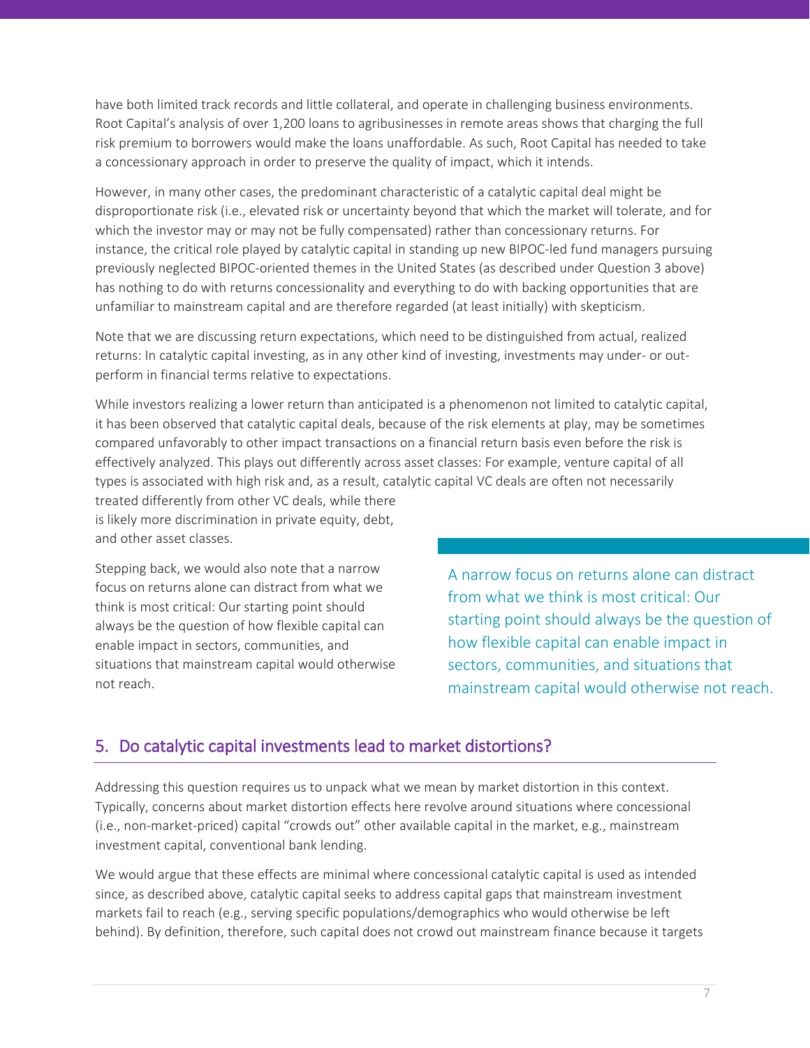have both limited track records and little collateral, and operate in challenging business environments. Root Capital's analysis of over 1,200 loans to agribusinesses in remote areas shows that charging the full risk premium to borrowers would make the loans unaffordable. As such, Root Capital has needed to take a concessionary approach in order to preserve the quality of impact, which it intends.

However, in many other cases, the predominant characteristic of a catalytic capital deal might be disproportionate risk (i.e., elevated risk or uncertainty beyond that which the market will tolerate, and for which the investor may or may not be fully compensated) rather than concessionary returns. For instance, the critical role played by catalytic capital in standing up new BIPOC-led fund managers pursuing previously neglected BIPOC-oriented themes in the United States (as described under Question 3 above) has nothing to do with returns concessionality and everything to do with backing opportunities that are unfamiliar to mainstream capital and are therefore regarded (at least initially) with skepticism.

Note that we are discussing return expectations, which need to be distinguished from actual, realized returns: In catalytic capital investing, as in any other kind of investing, investments may under- or out-perform in financial terms relative to expectations.

While investors realizing a lower return than anticipated is a phenomenon not limited to catalytic capital, it has been observed that catalytic capital deals, because of the risk elements at play, may be sometimes compared unfavorably to other impact transactions on a financial return basis even before the risk is effectively analyzed. This plays out differently across asset classes: For example, venture capital of all types is associated with high risk and, as a result, catalytic capital VC deals are often not necessarily treated differently from other VC deals, while there is likely more discrimination in private equity, debt, and other asset classes.

Stepping back, we would also note that a narrow focus on returns alone can distract from what we think is most critical: Our starting point should always be the question of how flexible capital can enable impact in sectors, communities, and situations that mainstream capital would otherwise not reach.

> A narrow focus on returns alone can distract from what we think is most critical: Our starting point should always be the question of how flexible capital can enable impact in sectors, communities, and situations that mainstream capital would otherwise not reach.

## 5. Do catalytic capital investments lead to market distortions?

Addressing this question requires us to unpack what we mean by market distortion in this context. Typically, concerns about market distortion effects here revolve around situations where concessional (i.e., non-market-priced) capital "crowds out" other available capital in the market, e.g., mainstream investment capital, conventional bank lending.

We would argue that these effects are minimal where concessional catalytic capital is used as intended since, as described above, catalytic capital seeks to address capital gaps that mainstream investment markets fail to reach (e.g., serving specific populations/demographics who would otherwise be left behind). By definition, therefore, such capital does not crowd out mainstream finance because it targets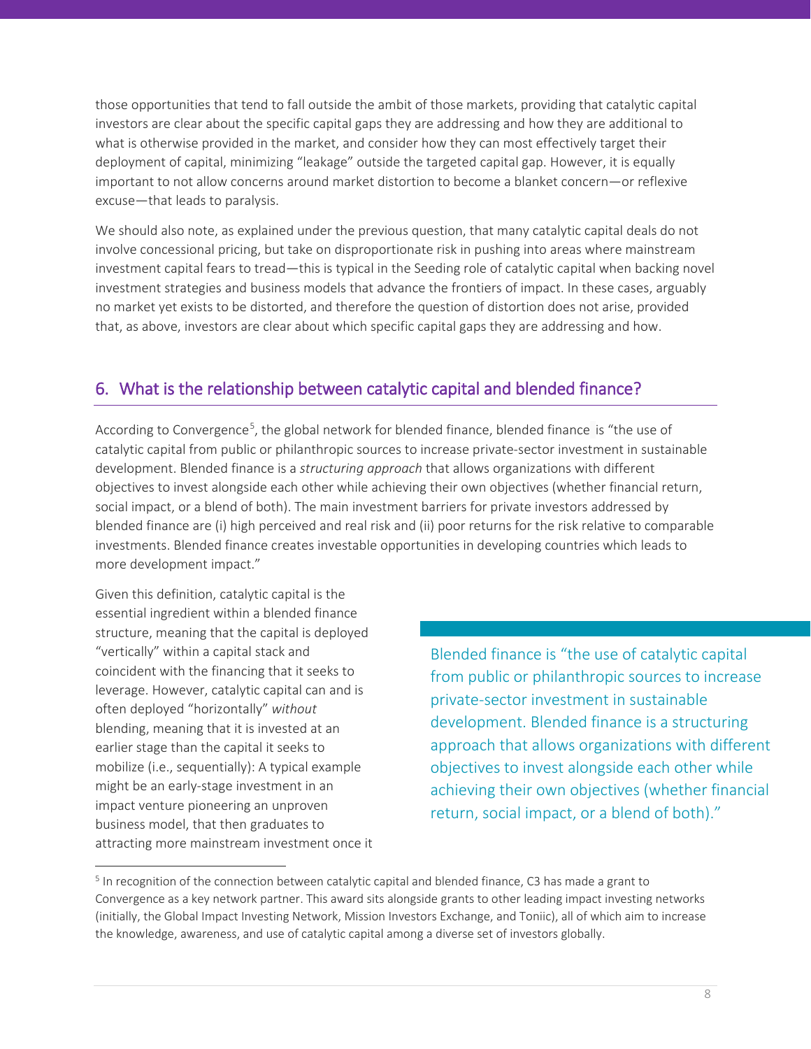those opportunities that tend to fall outside the ambit of those markets, providing that catalytic capital investors are clear about the specific capital gaps they are addressing and how they are additional to what is otherwise provided in the market, and consider how they can most effectively target their deployment of capital, minimizing "leakage" outside the targeted capital gap. However, it is equally important to not allow concerns around market distortion to become a blanket concern—or reflexive excuse—that leads to paralysis.

We should also note, as explained under the previous question, that many catalytic capital deals do not involve concessional pricing, but take on disproportionate risk in pushing into areas where mainstream investment capital fears to tread—this is typical in the Seeding role of catalytic capital when backing novel investment strategies and business models that advance the frontiers of impact. In these cases, arguably no market yet exists to be distorted, and therefore the question of distortion does not arise, provided that, as above, investors are clear about which specific capital gaps they are addressing and how.

## 6. What is the relationship between catalytic capital and blended finance?

According to Convergence[5], the global network for blended finance, blended finance is "the use of catalytic capital from public or philanthropic sources to increase private-sector investment in sustainable development. Blended finance is a *structuring approach* that allows organizations with different objectives to invest alongside each other while achieving their own objectives (whether financial return, social impact, or a blend of both). The main investment barriers for private investors addressed by blended finance are (i) high perceived and real risk and (ii) poor returns for the risk relative to comparable investments. Blended finance creates investable opportunities in developing countries which leads to more development impact."

> Blended finance is "the use of catalytic capital from public or philanthropic sources to increase private-sector investment in sustainable development. Blended finance is a structuring approach that allows organizations with different objectives to invest alongside each other while achieving their own objectives (whether financial return, social impact, or a blend of both)."

Given this definition, catalytic capital is the essential ingredient within a blended finance structure, meaning that the capital is deployed "vertically" within a capital stack and coincident with the financing that it seeks to leverage. However, catalytic capital can and is often deployed "horizontally" *without* blending, meaning that it is invested at an earlier stage than the capital it seeks to mobilize (i.e., sequentially): A typical example might be an early-stage investment in an impact venture pioneering an unproven business model, that then graduates to attracting more mainstream investment once it

[5] In recognition of the connection between catalytic capital and blended finance, C3 has made a grant to Convergence as a key network partner. This award sits alongside grants to other leading impact investing networks (initially, the Global Impact Investing Network, Mission Investors Exchange, and Toniic), all of which aim to increase the knowledge, awareness, and use of catalytic capital among a diverse set of investors globally.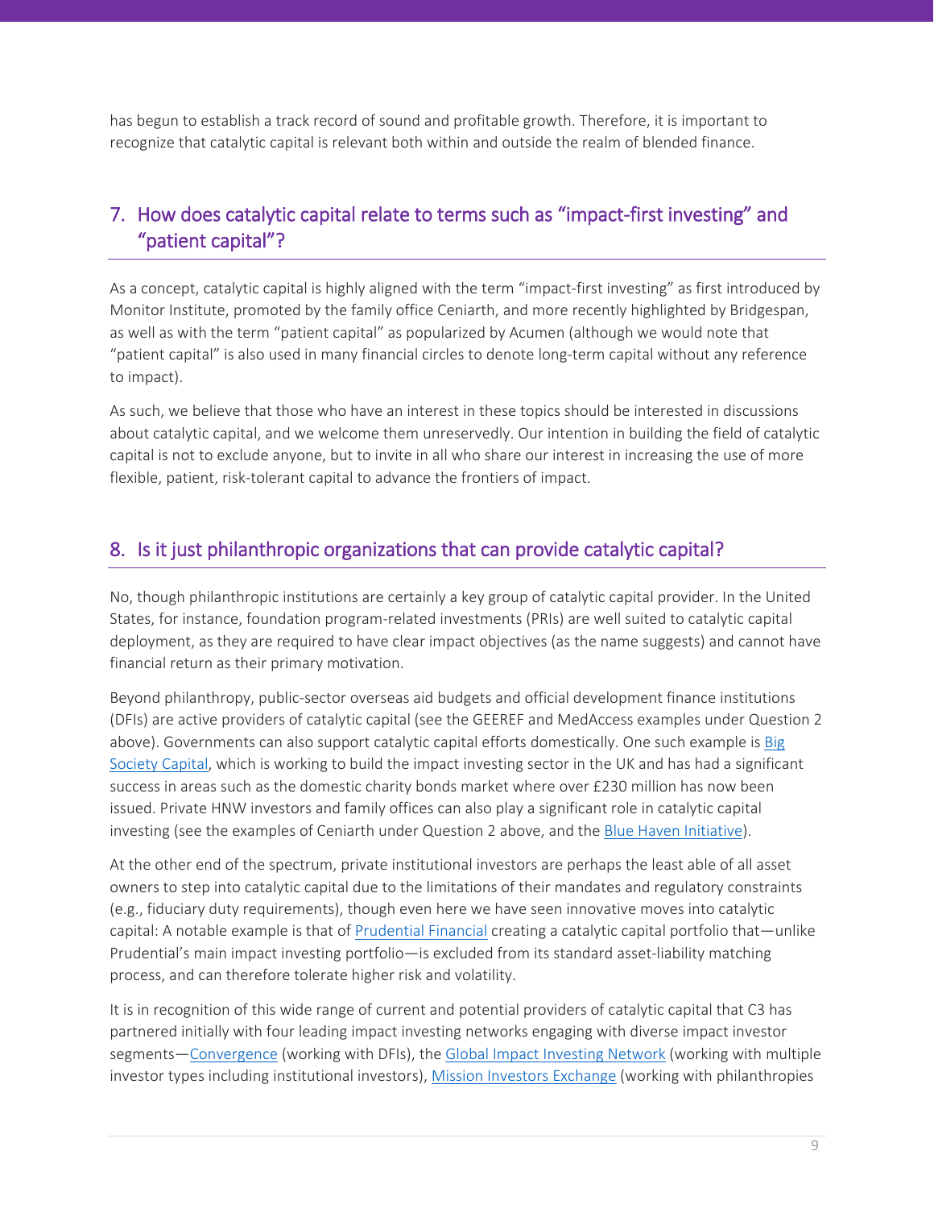has begun to establish a track record of sound and profitable growth. Therefore, it is important to recognize that catalytic capital is relevant both within and outside the realm of blended finance.

## 7. How does catalytic capital relate to terms such as "impact-first investing" and "patient capital"?

As a concept, catalytic capital is highly aligned with the term "impact-first investing" as first introduced by Monitor Institute, promoted by the family office Ceniarth, and more recently highlighted by Bridgespan, as well as with the term "patient capital" as popularized by Acumen (although we would note that "patient capital" is also used in many financial circles to denote long-term capital without any reference to impact).

As such, we believe that those who have an interest in these topics should be interested in discussions about catalytic capital, and we welcome them unreservedly. Our intention in building the field of catalytic capital is not to exclude anyone, but to invite in all who share our interest in increasing the use of more flexible, patient, risk-tolerant capital to advance the frontiers of impact.

## 8. Is it just philanthropic organizations that can provide catalytic capital?

No, though philanthropic institutions are certainly a key group of catalytic capital provider. In the United States, for instance, foundation program-related investments (PRIs) are well suited to catalytic capital deployment, as they are required to have clear impact objectives (as the name suggests) and cannot have financial return as their primary motivation.

Beyond philanthropy, public-sector overseas aid budgets and official development finance institutions (DFIs) are active providers of catalytic capital (see the GEEREF and MedAccess examples under Question 2 above). Governments can also support catalytic capital efforts domestically. One such example is Big Society Capital, which is working to build the impact investing sector in the UK and has had a significant success in areas such as the domestic charity bonds market where over £230 million has now been issued. Private HNW investors and family offices can also play a significant role in catalytic capital investing (see the examples of Ceniarth under Question 2 above, and the Blue Haven Initiative).

At the other end of the spectrum, private institutional investors are perhaps the least able of all asset owners to step into catalytic capital due to the limitations of their mandates and regulatory constraints (e.g., fiduciary duty requirements), though even here we have seen innovative moves into catalytic capital: A notable example is that of Prudential Financial creating a catalytic capital portfolio that—unlike Prudential's main impact investing portfolio—is excluded from its standard asset-liability matching process, and can therefore tolerate higher risk and volatility.

It is in recognition of this wide range of current and potential providers of catalytic capital that C3 has partnered initially with four leading impact investing networks engaging with diverse impact investor segments—Convergence (working with DFIs), the Global Impact Investing Network (working with multiple investor types including institutional investors), Mission Investors Exchange (working with philanthropies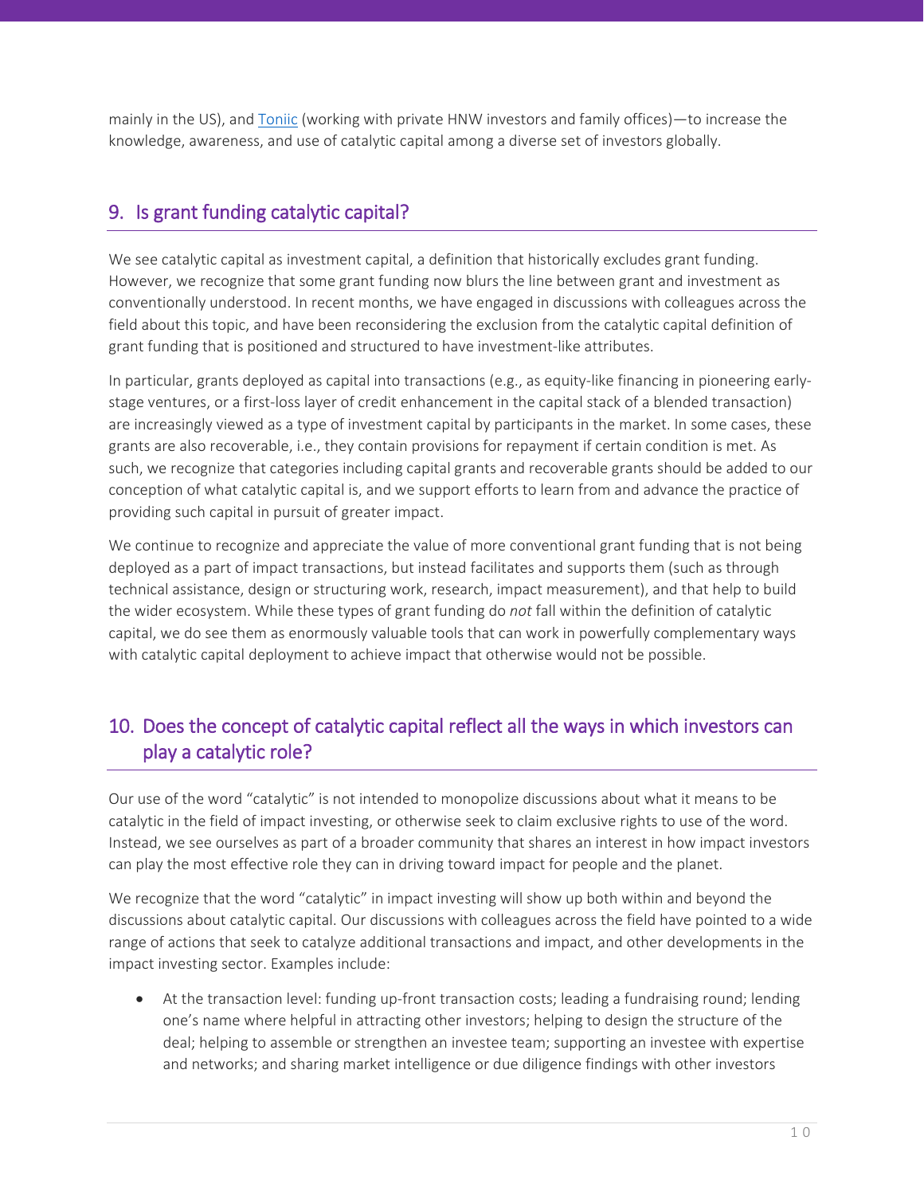mainly in the US), and Toniic (working with private HNW investors and family offices)—to increase the knowledge, awareness, and use of catalytic capital among a diverse set of investors globally.

## 9. Is grant funding catalytic capital?

We see catalytic capital as investment capital, a definition that historically excludes grant funding. However, we recognize that some grant funding now blurs the line between grant and investment as conventionally understood. In recent months, we have engaged in discussions with colleagues across the field about this topic, and have been reconsidering the exclusion from the catalytic capital definition of grant funding that is positioned and structured to have investment-like attributes.

In particular, grants deployed as capital into transactions (e.g., as equity-like financing in pioneering early-stage ventures, or a first-loss layer of credit enhancement in the capital stack of a blended transaction) are increasingly viewed as a type of investment capital by participants in the market. In some cases, these grants are also recoverable, i.e., they contain provisions for repayment if certain condition is met. As such, we recognize that categories including capital grants and recoverable grants should be added to our conception of what catalytic capital is, and we support efforts to learn from and advance the practice of providing such capital in pursuit of greater impact.

We continue to recognize and appreciate the value of more conventional grant funding that is not being deployed as a part of impact transactions, but instead facilitates and supports them (such as through technical assistance, design or structuring work, research, impact measurement), and that help to build the wider ecosystem. While these types of grant funding do *not* fall within the definition of catalytic capital, we do see them as enormously valuable tools that can work in powerfully complementary ways with catalytic capital deployment to achieve impact that otherwise would not be possible.

## 10. Does the concept of catalytic capital reflect all the ways in which investors can play a catalytic role?

Our use of the word "catalytic" is not intended to monopolize discussions about what it means to be catalytic in the field of impact investing, or otherwise seek to claim exclusive rights to use of the word. Instead, we see ourselves as part of a broader community that shares an interest in how impact investors can play the most effective role they can in driving toward impact for people and the planet.

We recognize that the word "catalytic" in impact investing will show up both within and beyond the discussions about catalytic capital. Our discussions with colleagues across the field have pointed to a wide range of actions that seek to catalyze additional transactions and impact, and other developments in the impact investing sector. Examples include:

- At the transaction level: funding up-front transaction costs; leading a fundraising round; lending one's name where helpful in attracting other investors; helping to design the structure of the deal; helping to assemble or strengthen an investee team; supporting an investee with expertise and networks; and sharing market intelligence or due diligence findings with other investors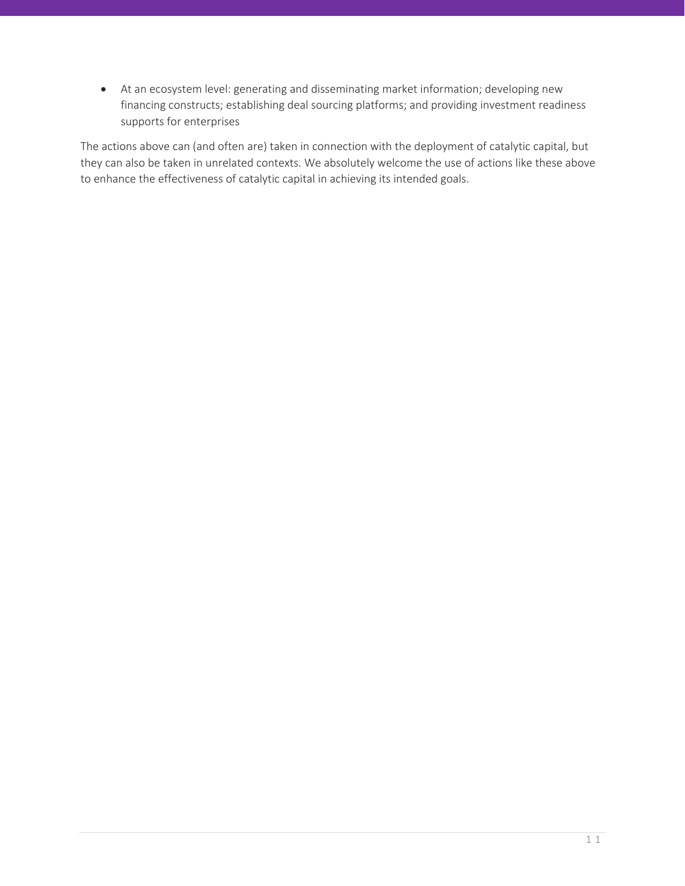- At an ecosystem level: generating and disseminating market information; developing new financing constructs; establishing deal sourcing platforms; and providing investment readiness supports for enterprises

The actions above can (and often are) taken in connection with the deployment of catalytic capital, but they can also be taken in unrelated contexts. We absolutely welcome the use of actions like these above to enhance the effectiveness of catalytic capital in achieving its intended goals.